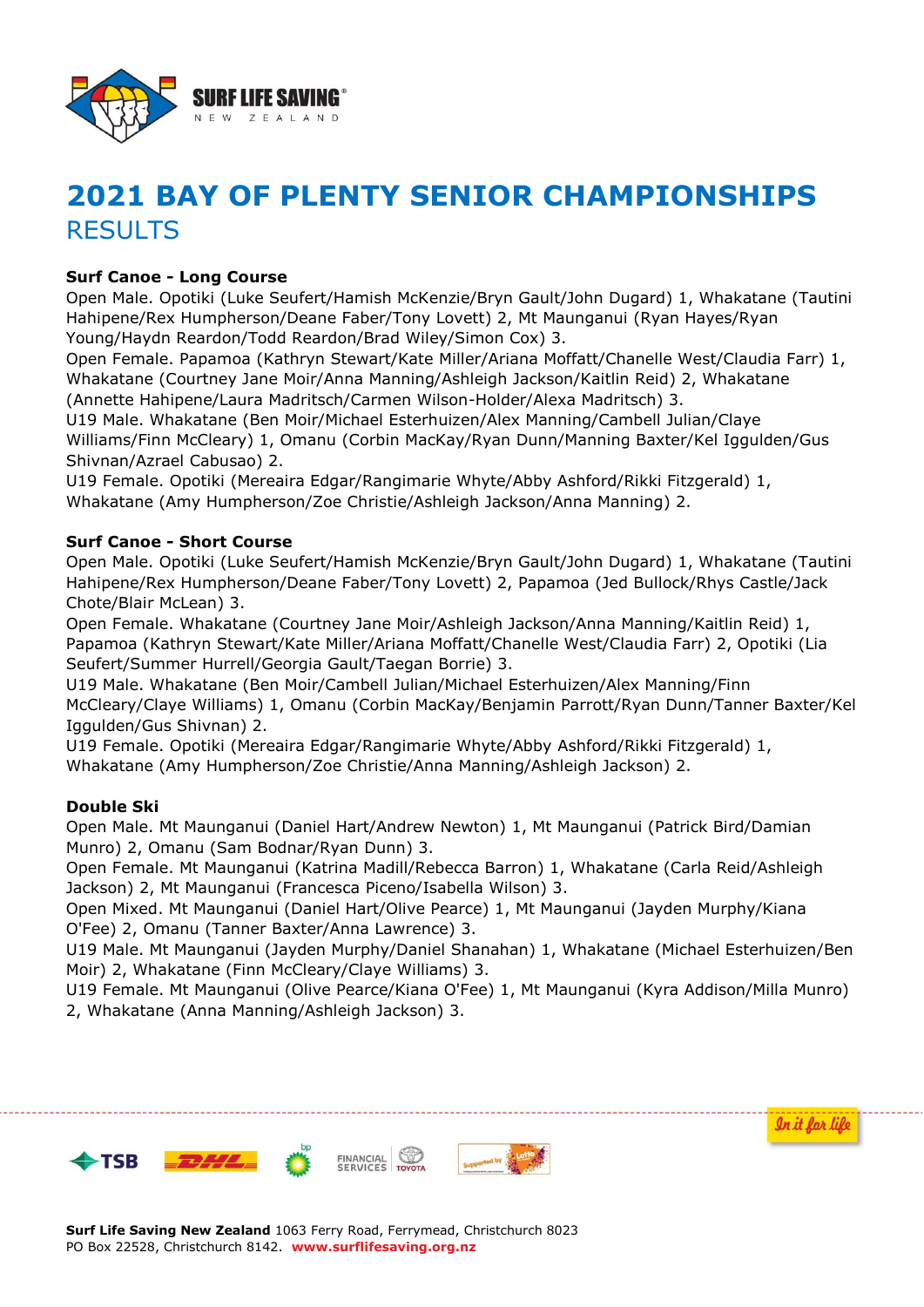# 2021 BAY OF PLENTY SENIOR CHAMPIONSHIPS

## RESULTS

**Surf Canoe - Long Course**

Open Male. Opotiki (Luke Seufert/Hamish McKenzie/Bryn Gault/John Dugard) 1, Whakatane (Tautini Hahipene/Rex Humpherson/Deane Faber/Tony Lovett) 2, Mt Maunganui (Ryan Hayes/Ryan Young/Haydn Reardon/Todd Reardon/Brad Wiley/Simon Cox) 3.

Open Female. Papamoa (Kathryn Stewart/Kate Miller/Ariana Moffatt/Chanelle West/Claudia Farr) 1, Whakatane (Courtney Jane Moir/Anna Manning/Ashleigh Jackson/Kaitlin Reid) 2, Whakatane (Annette Hahipene/Laura Madritsch/Carmen Wilson-Holder/Alexa Madritsch) 3.

U19 Male. Whakatane (Ben Moir/Michael Esterhuizen/Alex Manning/Cambell Julian/Claye Williams/Finn McCleary) 1, Omanu (Corbin MacKay/Ryan Dunn/Manning Baxter/Kel Iggulden/Gus Shivnan/Azrael Cabusao) 2.

U19 Female. Opotiki (Mereaira Edgar/Rangimarie Whyte/Abby Ashford/Rikki Fitzgerald) 1, Whakatane (Amy Humpherson/Zoe Christie/Ashleigh Jackson/Anna Manning) 2.

**Surf Canoe - Short Course**

Open Male. Opotiki (Luke Seufert/Hamish McKenzie/Bryn Gault/John Dugard) 1, Whakatane (Tautini Hahipene/Rex Humpherson/Deane Faber/Tony Lovett) 2, Papamoa (Jed Bullock/Rhys Castle/Jack Chote/Blair McLean) 3.

Open Female. Whakatane (Courtney Jane Moir/Ashleigh Jackson/Anna Manning/Kaitlin Reid) 1, Papamoa (Kathryn Stewart/Kate Miller/Ariana Moffatt/Chanelle West/Claudia Farr) 2, Opotiki (Lia Seufert/Summer Hurrell/Georgia Gault/Taegan Borrie) 3.

U19 Male. Whakatane (Ben Moir/Cambell Julian/Michael Esterhuizen/Alex Manning/Finn McCleary/Claye Williams) 1, Omanu (Corbin MacKay/Benjamin Parrott/Ryan Dunn/Tanner Baxter/Kel Iggulden/Gus Shivnan) 2.

U19 Female. Opotiki (Mereaira Edgar/Rangimarie Whyte/Abby Ashford/Rikki Fitzgerald) 1, Whakatane (Amy Humpherson/Zoe Christie/Anna Manning/Ashleigh Jackson) 2.

**Double Ski**

Open Male. Mt Maunganui (Daniel Hart/Andrew Newton) 1, Mt Maunganui (Patrick Bird/Damian Munro) 2, Omanu (Sam Bodnar/Ryan Dunn) 3.

Open Female. Mt Maunganui (Katrina Madill/Rebecca Barron) 1, Whakatane (Carla Reid/Ashleigh Jackson) 2, Mt Maunganui (Francesca Piceno/Isabella Wilson) 3.

Open Mixed. Mt Maunganui (Daniel Hart/Olive Pearce) 1, Mt Maunganui (Jayden Murphy/Kiana O'Fee) 2, Omanu (Tanner Baxter/Anna Lawrence) 3.

U19 Male. Mt Maunganui (Jayden Murphy/Daniel Shanahan) 1, Whakatane (Michael Esterhuizen/Ben Moir) 2, Whakatane (Finn McCleary/Claye Williams) 3.

U19 Female. Mt Maunganui (Olive Pearce/Kiana O'Fee) 1, Mt Maunganui (Kyra Addison/Milla Munro) 2, Whakatane (Anna Manning/Ashleigh Jackson) 3.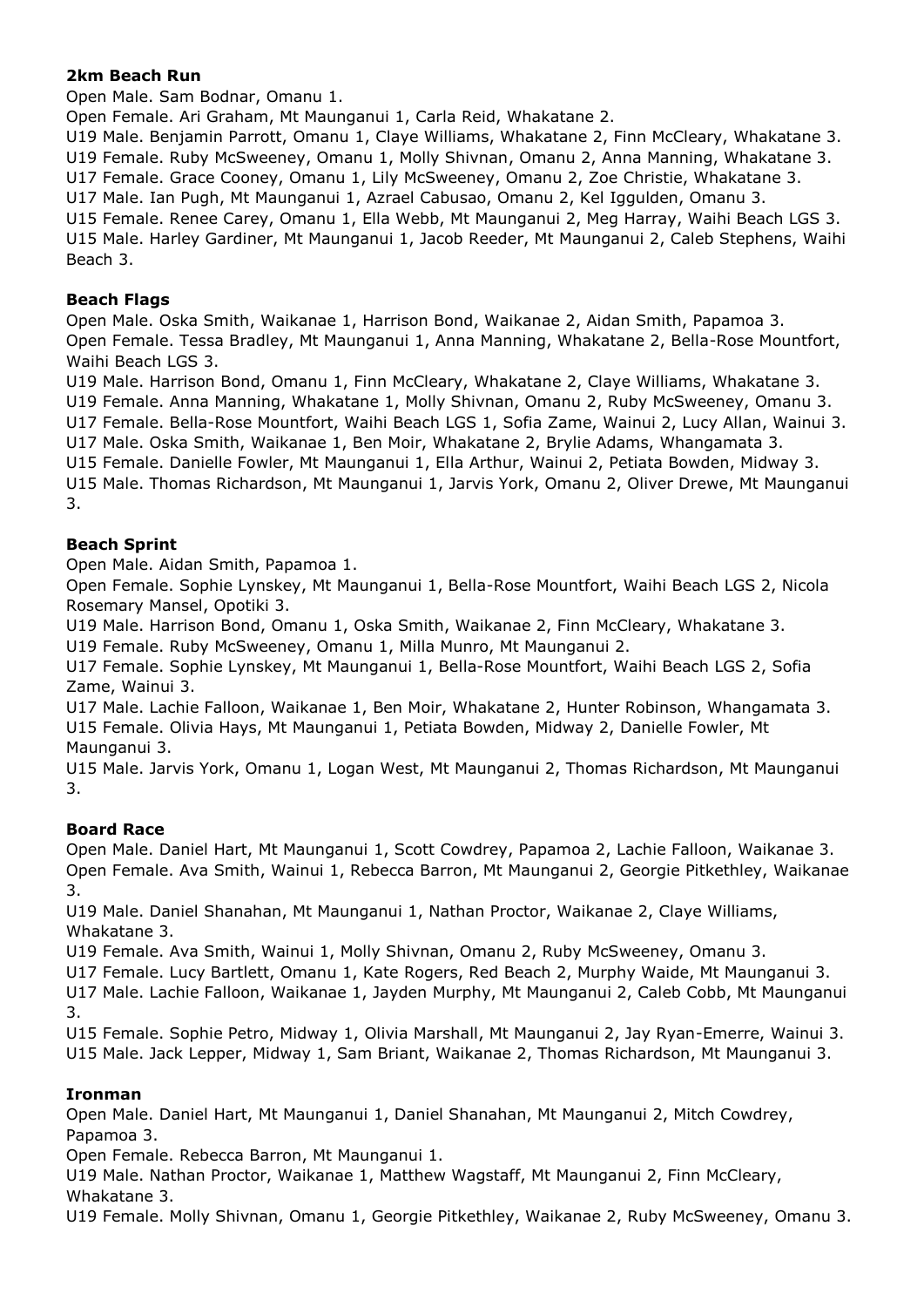**2km Beach Run**

Open Male. Sam Bodnar, Omanu 1.
Open Female. Ari Graham, Mt Maunganui 1, Carla Reid, Whakatane 2.
U19 Male. Benjamin Parrott, Omanu 1, Claye Williams, Whakatane 2, Finn McCleary, Whakatane 3.
U19 Female. Ruby McSweeney, Omanu 1, Molly Shivnan, Omanu 2, Anna Manning, Whakatane 3.
U17 Female. Grace Cooney, Omanu 1, Lily McSweeney, Omanu 2, Zoe Christie, Whakatane 3.
U17 Male. Ian Pugh, Mt Maunganui 1, Azrael Cabusao, Omanu 2, Kel Iggulden, Omanu 3.
U15 Female. Renee Carey, Omanu 1, Ella Webb, Mt Maunganui 2, Meg Harray, Waihi Beach LGS 3.
U15 Male. Harley Gardiner, Mt Maunganui 1, Jacob Reeder, Mt Maunganui 2, Caleb Stephens, Waihi Beach 3.

**Beach Flags**

Open Male. Oska Smith, Waikanae 1, Harrison Bond, Waikanae 2, Aidan Smith, Papamoa 3.
Open Female. Tessa Bradley, Mt Maunganui 1, Anna Manning, Whakatane 2, Bella-Rose Mountfort, Waihi Beach LGS 3.
U19 Male. Harrison Bond, Omanu 1, Finn McCleary, Whakatane 2, Claye Williams, Whakatane 3.
U19 Female. Anna Manning, Whakatane 1, Molly Shivnan, Omanu 2, Ruby McSweeney, Omanu 3.
U17 Female. Bella-Rose Mountfort, Waihi Beach LGS 1, Sofia Zame, Wainui 2, Lucy Allan, Wainui 3.
U17 Male. Oska Smith, Waikanae 1, Ben Moir, Whakatane 2, Brylie Adams, Whangamata 3.
U15 Female. Danielle Fowler, Mt Maunganui 1, Ella Arthur, Wainui 2, Petiata Bowden, Midway 3.
U15 Male. Thomas Richardson, Mt Maunganui 1, Jarvis York, Omanu 2, Oliver Drewe, Mt Maunganui 3.

**Beach Sprint**

Open Male. Aidan Smith, Papamoa 1.
Open Female. Sophie Lynskey, Mt Maunganui 1, Bella-Rose Mountfort, Waihi Beach LGS 2, Nicola Rosemary Mansel, Opotiki 3.
U19 Male. Harrison Bond, Omanu 1, Oska Smith, Waikanae 2, Finn McCleary, Whakatane 3.
U19 Female. Ruby McSweeney, Omanu 1, Milla Munro, Mt Maunganui 2.
U17 Female. Sophie Lynskey, Mt Maunganui 1, Bella-Rose Mountfort, Waihi Beach LGS 2, Sofia Zame, Wainui 3.
U17 Male. Lachie Falloon, Waikanae 1, Ben Moir, Whakatane 2, Hunter Robinson, Whangamata 3.
U15 Female. Olivia Hays, Mt Maunganui 1, Petiata Bowden, Midway 2, Danielle Fowler, Mt Maunganui 3.
U15 Male. Jarvis York, Omanu 1, Logan West, Mt Maunganui 2, Thomas Richardson, Mt Maunganui 3.

**Board Race**

Open Male. Daniel Hart, Mt Maunganui 1, Scott Cowdrey, Papamoa 2, Lachie Falloon, Waikanae 3.
Open Female. Ava Smith, Wainui 1, Rebecca Barron, Mt Maunganui 2, Georgie Pitkethley, Waikanae 3.
U19 Male. Daniel Shanahan, Mt Maunganui 1, Nathan Proctor, Waikanae 2, Claye Williams, Whakatane 3.
U19 Female. Ava Smith, Wainui 1, Molly Shivnan, Omanu 2, Ruby McSweeney, Omanu 3.
U17 Female. Lucy Bartlett, Omanu 1, Kate Rogers, Red Beach 2, Murphy Waide, Mt Maunganui 3.
U17 Male. Lachie Falloon, Waikanae 1, Jayden Murphy, Mt Maunganui 2, Caleb Cobb, Mt Maunganui 3.
U15 Female. Sophie Petro, Midway 1, Olivia Marshall, Mt Maunganui 2, Jay Ryan-Emerre, Wainui 3.
U15 Male. Jack Lepper, Midway 1, Sam Briant, Waikanae 2, Thomas Richardson, Mt Maunganui 3.

**Ironman**

Open Male. Daniel Hart, Mt Maunganui 1, Daniel Shanahan, Mt Maunganui 2, Mitch Cowdrey, Papamoa 3.
Open Female. Rebecca Barron, Mt Maunganui 1.
U19 Male. Nathan Proctor, Waikanae 1, Matthew Wagstaff, Mt Maunganui 2, Finn McCleary, Whakatane 3.
U19 Female. Molly Shivnan, Omanu 1, Georgie Pitkethley, Waikanae 2, Ruby McSweeney, Omanu 3.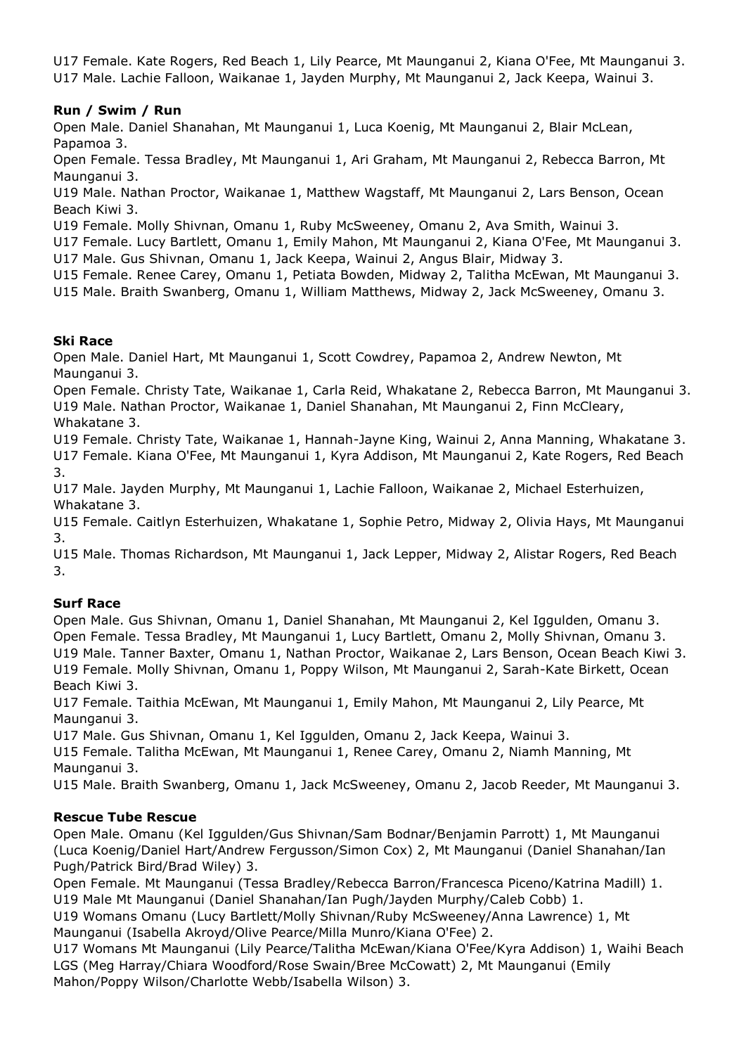U17 Female. Kate Rogers, Red Beach 1, Lily Pearce, Mt Maunganui 2, Kiana O'Fee, Mt Maunganui 3.
U17 Male. Lachie Falloon, Waikanae 1, Jayden Murphy, Mt Maunganui 2, Jack Keepa, Wainui 3.

**Run / Swim / Run**

Open Male. Daniel Shanahan, Mt Maunganui 1, Luca Koenig, Mt Maunganui 2, Blair McLean, Papamoa 3.
Open Female. Tessa Bradley, Mt Maunganui 1, Ari Graham, Mt Maunganui 2, Rebecca Barron, Mt Maunganui 3.
U19 Male. Nathan Proctor, Waikanae 1, Matthew Wagstaff, Mt Maunganui 2, Lars Benson, Ocean Beach Kiwi 3.
U19 Female. Molly Shivnan, Omanu 1, Ruby McSweeney, Omanu 2, Ava Smith, Wainui 3.
U17 Female. Lucy Bartlett, Omanu 1, Emily Mahon, Mt Maunganui 2, Kiana O'Fee, Mt Maunganui 3.
U17 Male. Gus Shivnan, Omanu 1, Jack Keepa, Wainui 2, Angus Blair, Midway 3.
U15 Female. Renee Carey, Omanu 1, Petiata Bowden, Midway 2, Talitha McEwan, Mt Maunganui 3.
U15 Male. Braith Swanberg, Omanu 1, William Matthews, Midway 2, Jack McSweeney, Omanu 3.

**Ski Race**

Open Male. Daniel Hart, Mt Maunganui 1, Scott Cowdrey, Papamoa 2, Andrew Newton, Mt Maunganui 3.
Open Female. Christy Tate, Waikanae 1, Carla Reid, Whakatane 2, Rebecca Barron, Mt Maunganui 3.
U19 Male. Nathan Proctor, Waikanae 1, Daniel Shanahan, Mt Maunganui 2, Finn McCleary, Whakatane 3.
U19 Female. Christy Tate, Waikanae 1, Hannah-Jayne King, Wainui 2, Anna Manning, Whakatane 3.
U17 Female. Kiana O'Fee, Mt Maunganui 1, Kyra Addison, Mt Maunganui 2, Kate Rogers, Red Beach 3.
U17 Male. Jayden Murphy, Mt Maunganui 1, Lachie Falloon, Waikanae 2, Michael Esterhuizen, Whakatane 3.
U15 Female. Caitlyn Esterhuizen, Whakatane 1, Sophie Petro, Midway 2, Olivia Hays, Mt Maunganui 3.
U15 Male. Thomas Richardson, Mt Maunganui 1, Jack Lepper, Midway 2, Alistar Rogers, Red Beach 3.

**Surf Race**

Open Male. Gus Shivnan, Omanu 1, Daniel Shanahan, Mt Maunganui 2, Kel Iggulden, Omanu 3.
Open Female. Tessa Bradley, Mt Maunganui 1, Lucy Bartlett, Omanu 2, Molly Shivnan, Omanu 3.
U19 Male. Tanner Baxter, Omanu 1, Nathan Proctor, Waikanae 2, Lars Benson, Ocean Beach Kiwi 3.
U19 Female. Molly Shivnan, Omanu 1, Poppy Wilson, Mt Maunganui 2, Sarah-Kate Birkett, Ocean Beach Kiwi 3.
U17 Female. Taithia McEwan, Mt Maunganui 1, Emily Mahon, Mt Maunganui 2, Lily Pearce, Mt Maunganui 3.
U17 Male. Gus Shivnan, Omanu 1, Kel Iggulden, Omanu 2, Jack Keepa, Wainui 3.
U15 Female. Talitha McEwan, Mt Maunganui 1, Renee Carey, Omanu 2, Niamh Manning, Mt Maunganui 3.
U15 Male. Braith Swanberg, Omanu 1, Jack McSweeney, Omanu 2, Jacob Reeder, Mt Maunganui 3.

**Rescue Tube Rescue**

Open Male. Omanu (Kel Iggulden/Gus Shivnan/Sam Bodnar/Benjamin Parrott) 1, Mt Maunganui (Luca Koenig/Daniel Hart/Andrew Fergusson/Simon Cox) 2, Mt Maunganui (Daniel Shanahan/Ian Pugh/Patrick Bird/Brad Wiley) 3.
Open Female. Mt Maunganui (Tessa Bradley/Rebecca Barron/Francesca Piceno/Katrina Madill) 1.
U19 Male Mt Maunganui (Daniel Shanahan/Ian Pugh/Jayden Murphy/Caleb Cobb) 1.
U19 Womans Omanu (Lucy Bartlett/Molly Shivnan/Ruby McSweeney/Anna Lawrence) 1, Mt Maunganui (Isabella Akroyd/Olive Pearce/Milla Munro/Kiana O'Fee) 2.
U17 Womans Mt Maunganui (Lily Pearce/Talitha McEwan/Kiana O'Fee/Kyra Addison) 1, Waihi Beach LGS (Meg Harray/Chiara Woodford/Rose Swain/Bree McCowatt) 2, Mt Maunganui (Emily Mahon/Poppy Wilson/Charlotte Webb/Isabella Wilson) 3.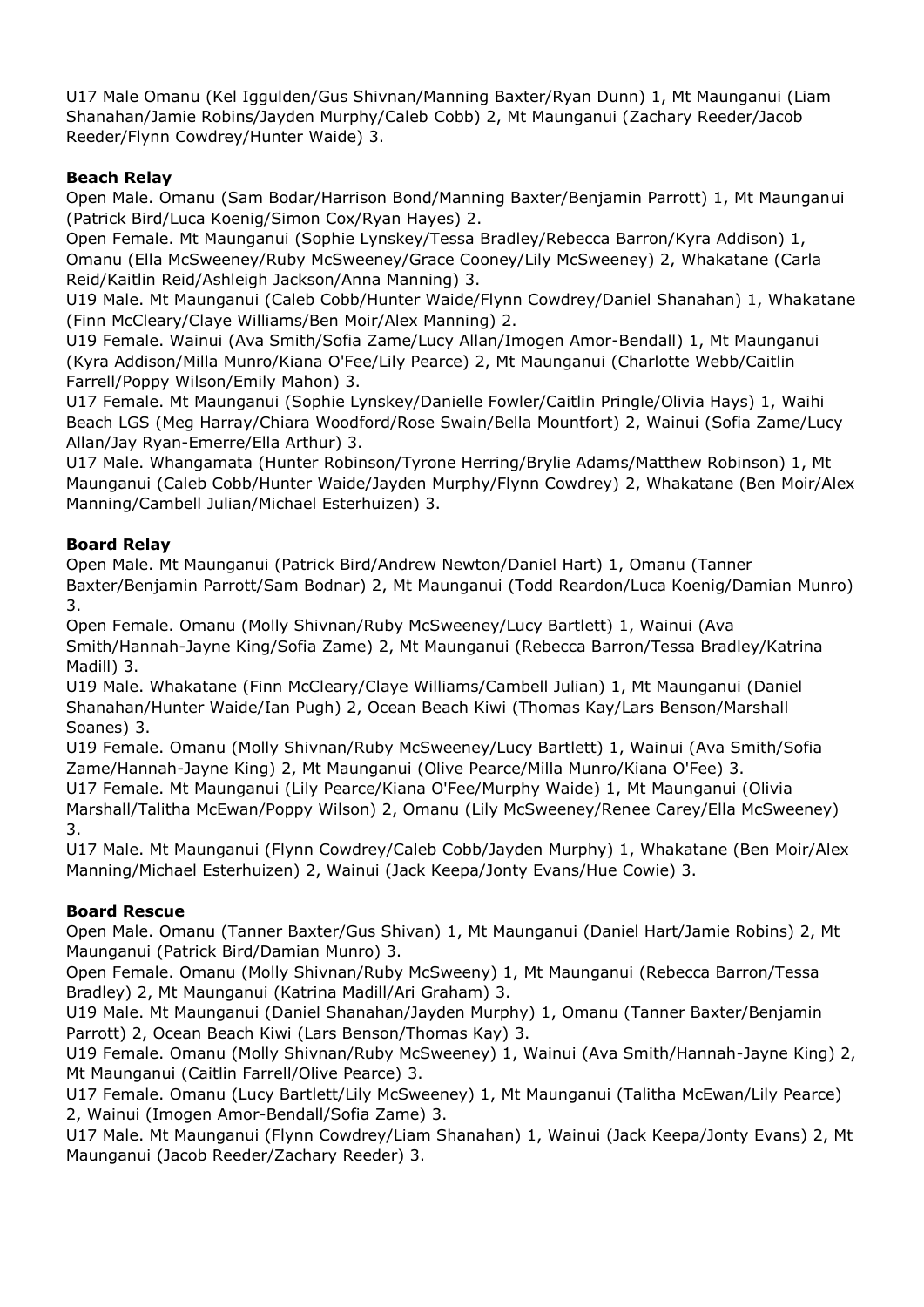U17 Male Omanu (Kel Iggulden/Gus Shivnan/Manning Baxter/Ryan Dunn) 1, Mt Maunganui (Liam Shanahan/Jamie Robins/Jayden Murphy/Caleb Cobb) 2, Mt Maunganui (Zachary Reeder/Jacob Reeder/Flynn Cowdrey/Hunter Waide) 3.

**Beach Relay**

Open Male. Omanu (Sam Bodar/Harrison Bond/Manning Baxter/Benjamin Parrott) 1, Mt Maunganui (Patrick Bird/Luca Koenig/Simon Cox/Ryan Hayes) 2.
Open Female. Mt Maunganui (Sophie Lynskey/Tessa Bradley/Rebecca Barron/Kyra Addison) 1, Omanu (Ella McSweeney/Ruby McSweeney/Grace Cooney/Lily McSweeney) 2, Whakatane (Carla Reid/Kaitlin Reid/Ashleigh Jackson/Anna Manning) 3.
U19 Male. Mt Maunganui (Caleb Cobb/Hunter Waide/Flynn Cowdrey/Daniel Shanahan) 1, Whakatane (Finn McCleary/Claye Williams/Ben Moir/Alex Manning) 2.
U19 Female. Wainui (Ava Smith/Sofia Zame/Lucy Allan/Imogen Amor-Bendall) 1, Mt Maunganui (Kyra Addison/Milla Munro/Kiana O'Fee/Lily Pearce) 2, Mt Maunganui (Charlotte Webb/Caitlin Farrell/Poppy Wilson/Emily Mahon) 3.
U17 Female. Mt Maunganui (Sophie Lynskey/Danielle Fowler/Caitlin Pringle/Olivia Hays) 1, Waihi Beach LGS (Meg Harray/Chiara Woodford/Rose Swain/Bella Mountfort) 2, Wainui (Sofia Zame/Lucy Allan/Jay Ryan-Emerre/Ella Arthur) 3.
U17 Male. Whangamata (Hunter Robinson/Tyrone Herring/Brylie Adams/Matthew Robinson) 1, Mt Maunganui (Caleb Cobb/Hunter Waide/Jayden Murphy/Flynn Cowdrey) 2, Whakatane (Ben Moir/Alex Manning/Cambell Julian/Michael Esterhuizen) 3.

**Board Relay**

Open Male. Mt Maunganui (Patrick Bird/Andrew Newton/Daniel Hart) 1, Omanu (Tanner Baxter/Benjamin Parrott/Sam Bodnar) 2, Mt Maunganui (Todd Reardon/Luca Koenig/Damian Munro) 3.
Open Female. Omanu (Molly Shivnan/Ruby McSweeney/Lucy Bartlett) 1, Wainui (Ava Smith/Hannah-Jayne King/Sofia Zame) 2, Mt Maunganui (Rebecca Barron/Tessa Bradley/Katrina Madill) 3.
U19 Male. Whakatane (Finn McCleary/Claye Williams/Cambell Julian) 1, Mt Maunganui (Daniel Shanahan/Hunter Waide/Ian Pugh) 2, Ocean Beach Kiwi (Thomas Kay/Lars Benson/Marshall Soanes) 3.
U19 Female. Omanu (Molly Shivnan/Ruby McSweeney/Lucy Bartlett) 1, Wainui (Ava Smith/Sofia Zame/Hannah-Jayne King) 2, Mt Maunganui (Olive Pearce/Milla Munro/Kiana O'Fee) 3.
U17 Female. Mt Maunganui (Lily Pearce/Kiana O'Fee/Murphy Waide) 1, Mt Maunganui (Olivia Marshall/Talitha McEwan/Poppy Wilson) 2, Omanu (Lily McSweeney/Renee Carey/Ella McSweeney) 3.
U17 Male. Mt Maunganui (Flynn Cowdrey/Caleb Cobb/Jayden Murphy) 1, Whakatane (Ben Moir/Alex Manning/Michael Esterhuizen) 2, Wainui (Jack Keepa/Jonty Evans/Hue Cowie) 3.

**Board Rescue**

Open Male. Omanu (Tanner Baxter/Gus Shivan) 1, Mt Maunganui (Daniel Hart/Jamie Robins) 2, Mt Maunganui (Patrick Bird/Damian Munro) 3.
Open Female. Omanu (Molly Shivnan/Ruby McSweeny) 1, Mt Maunganui (Rebecca Barron/Tessa Bradley) 2, Mt Maunganui (Katrina Madill/Ari Graham) 3.
U19 Male. Mt Maunganui (Daniel Shanahan/Jayden Murphy) 1, Omanu (Tanner Baxter/Benjamin Parrott) 2, Ocean Beach Kiwi (Lars Benson/Thomas Kay) 3.
U19 Female. Omanu (Molly Shivnan/Ruby McSweeney) 1, Wainui (Ava Smith/Hannah-Jayne King) 2, Mt Maunganui (Caitlin Farrell/Olive Pearce) 3.
U17 Female. Omanu (Lucy Bartlett/Lily McSweeney) 1, Mt Maunganui (Talitha McEwan/Lily Pearce) 2, Wainui (Imogen Amor-Bendall/Sofia Zame) 3.
U17 Male. Mt Maunganui (Flynn Cowdrey/Liam Shanahan) 1, Wainui (Jack Keepa/Jonty Evans) 2, Mt Maunganui (Jacob Reeder/Zachary Reeder) 3.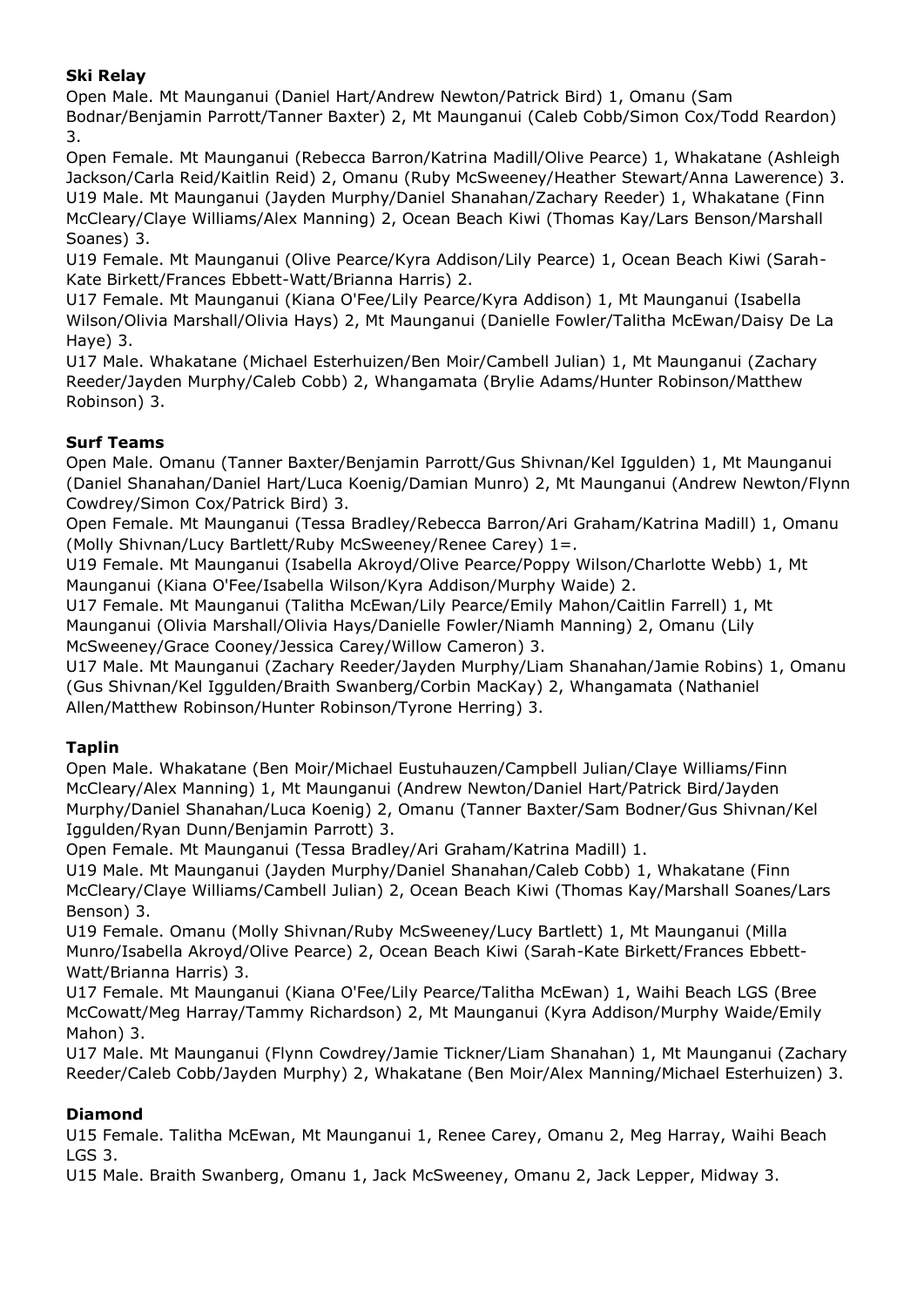**Ski Relay**

Open Male. Mt Maunganui (Daniel Hart/Andrew Newton/Patrick Bird) 1, Omanu (Sam Bodnar/Benjamin Parrott/Tanner Baxter) 2, Mt Maunganui (Caleb Cobb/Simon Cox/Todd Reardon) 3.

Open Female. Mt Maunganui (Rebecca Barron/Katrina Madill/Olive Pearce) 1, Whakatane (Ashleigh Jackson/Carla Reid/Kaitlin Reid) 2, Omanu (Ruby McSweeney/Heather Stewart/Anna Lawerence) 3.

U19 Male. Mt Maunganui (Jayden Murphy/Daniel Shanahan/Zachary Reeder) 1, Whakatane (Finn McCleary/Claye Williams/Alex Manning) 2, Ocean Beach Kiwi (Thomas Kay/Lars Benson/Marshall Soanes) 3.

U19 Female. Mt Maunganui (Olive Pearce/Kyra Addison/Lily Pearce) 1, Ocean Beach Kiwi (Sarah-Kate Birkett/Frances Ebbett-Watt/Brianna Harris) 2.

U17 Female. Mt Maunganui (Kiana O'Fee/Lily Pearce/Kyra Addison) 1, Mt Maunganui (Isabella Wilson/Olivia Marshall/Olivia Hays) 2, Mt Maunganui (Danielle Fowler/Talitha McEwan/Daisy De La Haye) 3.

U17 Male. Whakatane (Michael Esterhuizen/Ben Moir/Cambell Julian) 1, Mt Maunganui (Zachary Reeder/Jayden Murphy/Caleb Cobb) 2, Whangamata (Brylie Adams/Hunter Robinson/Matthew Robinson) 3.

**Surf Teams**

Open Male. Omanu (Tanner Baxter/Benjamin Parrott/Gus Shivnan/Kel Iggulden) 1, Mt Maunganui (Daniel Shanahan/Daniel Hart/Luca Koenig/Damian Munro) 2, Mt Maunganui (Andrew Newton/Flynn Cowdrey/Simon Cox/Patrick Bird) 3.

Open Female. Mt Maunganui (Tessa Bradley/Rebecca Barron/Ari Graham/Katrina Madill) 1, Omanu (Molly Shivnan/Lucy Bartlett/Ruby McSweeney/Renee Carey) 1=.

U19 Female. Mt Maunganui (Isabella Akroyd/Olive Pearce/Poppy Wilson/Charlotte Webb) 1, Mt Maunganui (Kiana O'Fee/Isabella Wilson/Kyra Addison/Murphy Waide) 2.

U17 Female. Mt Maunganui (Talitha McEwan/Lily Pearce/Emily Mahon/Caitlin Farrell) 1, Mt Maunganui (Olivia Marshall/Olivia Hays/Danielle Fowler/Niamh Manning) 2, Omanu (Lily McSweeney/Grace Cooney/Jessica Carey/Willow Cameron) 3.

U17 Male. Mt Maunganui (Zachary Reeder/Jayden Murphy/Liam Shanahan/Jamie Robins) 1, Omanu (Gus Shivnan/Kel Iggulden/Braith Swanberg/Corbin MacKay) 2, Whangamata (Nathaniel Allen/Matthew Robinson/Hunter Robinson/Tyrone Herring) 3.

**Taplin**

Open Male. Whakatane (Ben Moir/Michael Eustuhauzen/Campbell Julian/Claye Williams/Finn McCleary/Alex Manning) 1, Mt Maunganui (Andrew Newton/Daniel Hart/Patrick Bird/Jayden Murphy/Daniel Shanahan/Luca Koenig) 2, Omanu (Tanner Baxter/Sam Bodner/Gus Shivnan/Kel Iggulden/Ryan Dunn/Benjamin Parrott) 3.

Open Female. Mt Maunganui (Tessa Bradley/Ari Graham/Katrina Madill) 1.

U19 Male. Mt Maunganui (Jayden Murphy/Daniel Shanahan/Caleb Cobb) 1, Whakatane (Finn McCleary/Claye Williams/Cambell Julian) 2, Ocean Beach Kiwi (Thomas Kay/Marshall Soanes/Lars Benson) 3.

U19 Female. Omanu (Molly Shivnan/Ruby McSweeney/Lucy Bartlett) 1, Mt Maunganui (Milla Munro/Isabella Akroyd/Olive Pearce) 2, Ocean Beach Kiwi (Sarah-Kate Birkett/Frances Ebbett-Watt/Brianna Harris) 3.

U17 Female. Mt Maunganui (Kiana O'Fee/Lily Pearce/Talitha McEwan) 1, Waihi Beach LGS (Bree McCowatt/Meg Harray/Tammy Richardson) 2, Mt Maunganui (Kyra Addison/Murphy Waide/Emily Mahon) 3.

U17 Male. Mt Maunganui (Flynn Cowdrey/Jamie Tickner/Liam Shanahan) 1, Mt Maunganui (Zachary Reeder/Caleb Cobb/Jayden Murphy) 2, Whakatane (Ben Moir/Alex Manning/Michael Esterhuizen) 3.

**Diamond**

U15 Female. Talitha McEwan, Mt Maunganui 1, Renee Carey, Omanu 2, Meg Harray, Waihi Beach LGS 3.

U15 Male. Braith Swanberg, Omanu 1, Jack McSweeney, Omanu 2, Jack Lepper, Midway 3.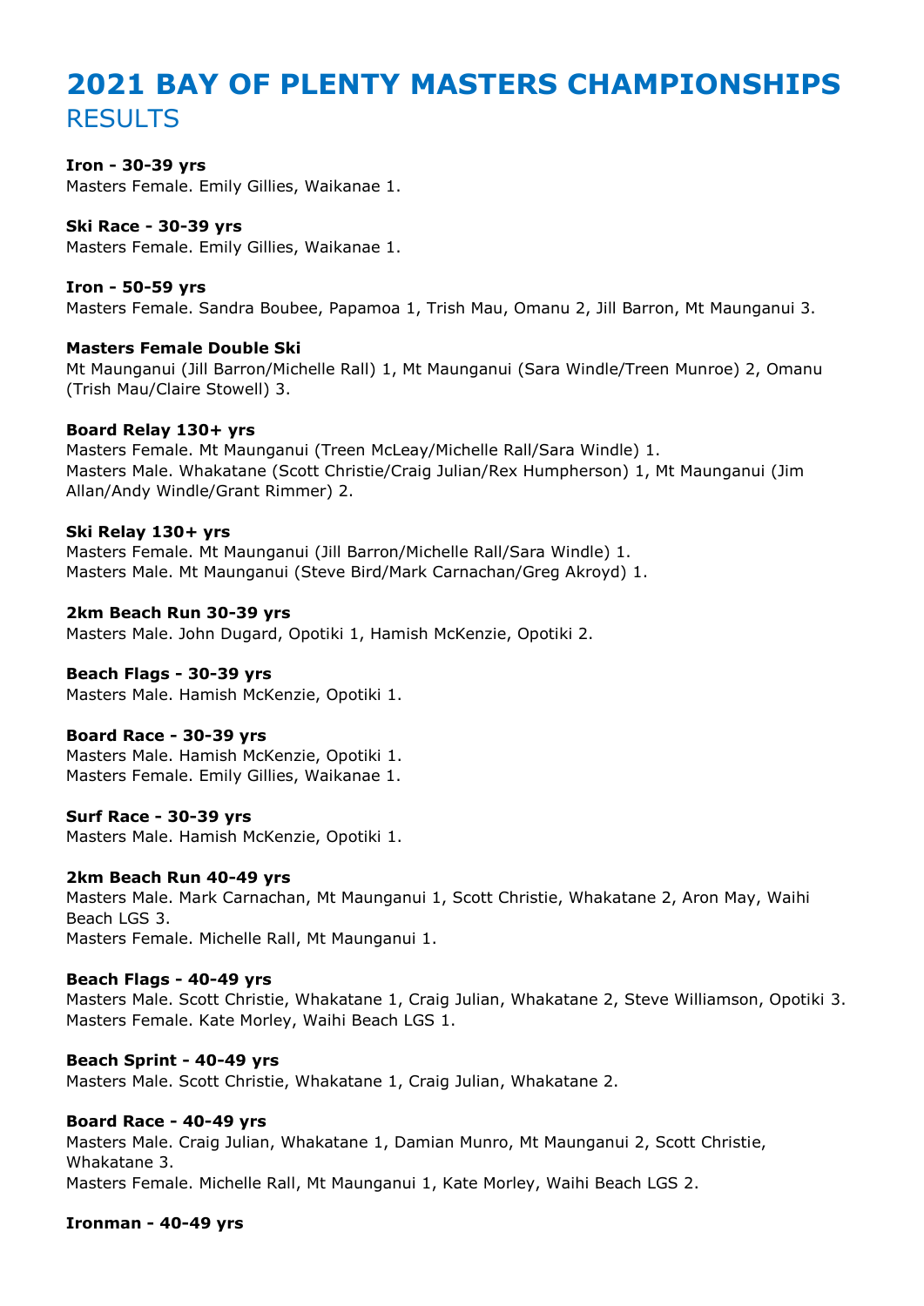# 2021 BAY OF PLENTY MASTERS CHAMPIONSHIPS

## RESULTS

**Iron - 30-39 yrs**
Masters Female. Emily Gillies, Waikanae 1.

**Ski Race - 30-39 yrs**
Masters Female. Emily Gillies, Waikanae 1.

**Iron - 50-59 yrs**
Masters Female. Sandra Boubee, Papamoa 1, Trish Mau, Omanu 2, Jill Barron, Mt Maunganui 3.

**Masters Female Double Ski**
Mt Maunganui (Jill Barron/Michelle Rall) 1, Mt Maunganui (Sara Windle/Treen Munroe) 2, Omanu (Trish Mau/Claire Stowell) 3.

**Board Relay 130+ yrs**
Masters Female. Mt Maunganui (Treen McLeay/Michelle Rall/Sara Windle) 1.
Masters Male. Whakatane (Scott Christie/Craig Julian/Rex Humpherson) 1, Mt Maunganui (Jim Allan/Andy Windle/Grant Rimmer) 2.

**Ski Relay 130+ yrs**
Masters Female. Mt Maunganui (Jill Barron/Michelle Rall/Sara Windle) 1.
Masters Male. Mt Maunganui (Steve Bird/Mark Carnachan/Greg Akroyd) 1.

**2km Beach Run 30-39 yrs**
Masters Male. John Dugard, Opotiki 1, Hamish McKenzie, Opotiki 2.

**Beach Flags - 30-39 yrs**
Masters Male. Hamish McKenzie, Opotiki 1.

**Board Race - 30-39 yrs**
Masters Male. Hamish McKenzie, Opotiki 1.
Masters Female. Emily Gillies, Waikanae 1.

**Surf Race - 30-39 yrs**
Masters Male. Hamish McKenzie, Opotiki 1.

**2km Beach Run 40-49 yrs**
Masters Male. Mark Carnachan, Mt Maunganui 1, Scott Christie, Whakatane 2, Aron May, Waihi Beach LGS 3.
Masters Female. Michelle Rall, Mt Maunganui 1.

**Beach Flags - 40-49 yrs**
Masters Male. Scott Christie, Whakatane 1, Craig Julian, Whakatane 2, Steve Williamson, Opotiki 3.
Masters Female. Kate Morley, Waihi Beach LGS 1.

**Beach Sprint - 40-49 yrs**
Masters Male. Scott Christie, Whakatane 1, Craig Julian, Whakatane 2.

**Board Race - 40-49 yrs**
Masters Male. Craig Julian, Whakatane 1, Damian Munro, Mt Maunganui 2, Scott Christie, Whakatane 3.
Masters Female. Michelle Rall, Mt Maunganui 1, Kate Morley, Waihi Beach LGS 2.

**Ironman - 40-49 yrs**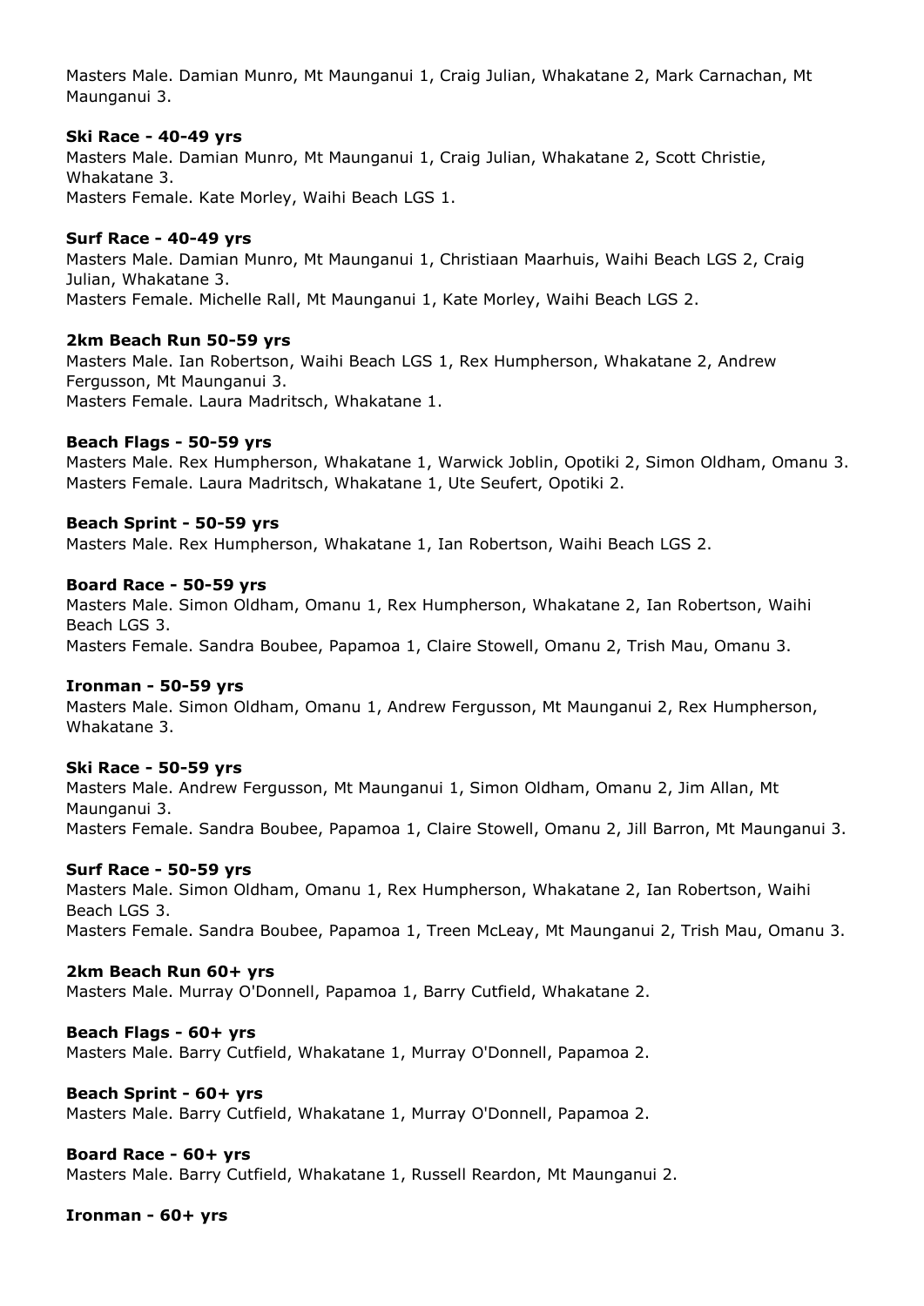Masters Male. Damian Munro, Mt Maunganui 1, Craig Julian, Whakatane 2, Mark Carnachan, Mt Maunganui 3.

**Ski Race - 40-49 yrs**
Masters Male. Damian Munro, Mt Maunganui 1, Craig Julian, Whakatane 2, Scott Christie, Whakatane 3.
Masters Female. Kate Morley, Waihi Beach LGS 1.

**Surf Race - 40-49 yrs**
Masters Male. Damian Munro, Mt Maunganui 1, Christiaan Maarhuis, Waihi Beach LGS 2, Craig Julian, Whakatane 3.
Masters Female. Michelle Rall, Mt Maunganui 1, Kate Morley, Waihi Beach LGS 2.

**2km Beach Run 50-59 yrs**
Masters Male. Ian Robertson, Waihi Beach LGS 1, Rex Humpherson, Whakatane 2, Andrew Fergusson, Mt Maunganui 3.
Masters Female. Laura Madritsch, Whakatane 1.

**Beach Flags - 50-59 yrs**
Masters Male. Rex Humpherson, Whakatane 1, Warwick Joblin, Opotiki 2, Simon Oldham, Omanu 3.
Masters Female. Laura Madritsch, Whakatane 1, Ute Seufert, Opotiki 2.

**Beach Sprint - 50-59 yrs**
Masters Male. Rex Humpherson, Whakatane 1, Ian Robertson, Waihi Beach LGS 2.

**Board Race - 50-59 yrs**
Masters Male. Simon Oldham, Omanu 1, Rex Humpherson, Whakatane 2, Ian Robertson, Waihi Beach LGS 3.
Masters Female. Sandra Boubee, Papamoa 1, Claire Stowell, Omanu 2, Trish Mau, Omanu 3.

**Ironman - 50-59 yrs**
Masters Male. Simon Oldham, Omanu 1, Andrew Fergusson, Mt Maunganui 2, Rex Humpherson, Whakatane 3.

**Ski Race - 50-59 yrs**
Masters Male. Andrew Fergusson, Mt Maunganui 1, Simon Oldham, Omanu 2, Jim Allan, Mt Maunganui 3.
Masters Female. Sandra Boubee, Papamoa 1, Claire Stowell, Omanu 2, Jill Barron, Mt Maunganui 3.

**Surf Race - 50-59 yrs**
Masters Male. Simon Oldham, Omanu 1, Rex Humpherson, Whakatane 2, Ian Robertson, Waihi Beach LGS 3.
Masters Female. Sandra Boubee, Papamoa 1, Treen McLeay, Mt Maunganui 2, Trish Mau, Omanu 3.

**2km Beach Run 60+ yrs**
Masters Male. Murray O'Donnell, Papamoa 1, Barry Cutfield, Whakatane 2.

**Beach Flags - 60+ yrs**
Masters Male. Barry Cutfield, Whakatane 1, Murray O'Donnell, Papamoa 2.

**Beach Sprint - 60+ yrs**
Masters Male. Barry Cutfield, Whakatane 1, Murray O'Donnell, Papamoa 2.

**Board Race - 60+ yrs**
Masters Male. Barry Cutfield, Whakatane 1, Russell Reardon, Mt Maunganui 2.

**Ironman - 60+ yrs**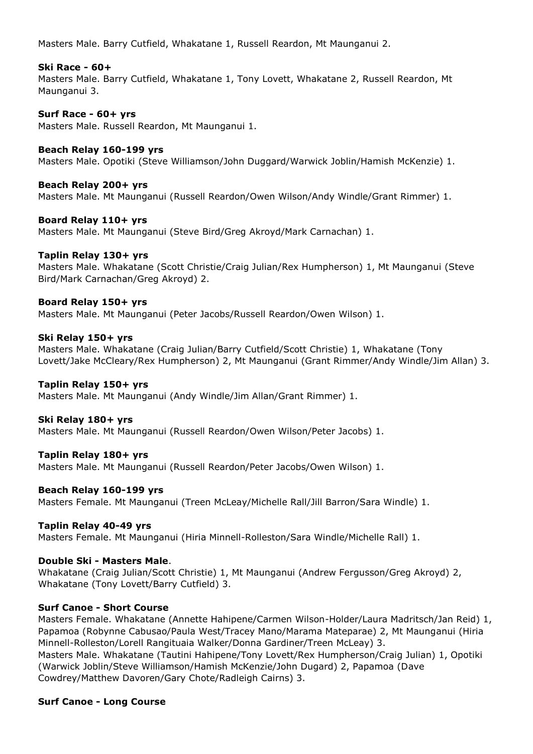Masters Male. Barry Cutfield, Whakatane 1, Russell Reardon, Mt Maunganui 2.

**Ski Race - 60+**

Masters Male. Barry Cutfield, Whakatane 1, Tony Lovett, Whakatane 2, Russell Reardon, Mt Maunganui 3.

**Surf Race - 60+ yrs**

Masters Male. Russell Reardon, Mt Maunganui 1.

**Beach Relay 160-199 yrs**

Masters Male. Opotiki (Steve Williamson/John Duggard/Warwick Joblin/Hamish McKenzie) 1.

**Beach Relay 200+ yrs**

Masters Male. Mt Maunganui (Russell Reardon/Owen Wilson/Andy Windle/Grant Rimmer) 1.

**Board Relay 110+ yrs**

Masters Male. Mt Maunganui (Steve Bird/Greg Akroyd/Mark Carnachan) 1.

**Taplin Relay 130+ yrs**

Masters Male. Whakatane (Scott Christie/Craig Julian/Rex Humpherson) 1, Mt Maunganui (Steve Bird/Mark Carnachan/Greg Akroyd) 2.

**Board Relay 150+ yrs**

Masters Male. Mt Maunganui (Peter Jacobs/Russell Reardon/Owen Wilson) 1.

**Ski Relay 150+ yrs**

Masters Male. Whakatane (Craig Julian/Barry Cutfield/Scott Christie) 1, Whakatane (Tony Lovett/Jake McCleary/Rex Humpherson) 2, Mt Maunganui (Grant Rimmer/Andy Windle/Jim Allan) 3.

**Taplin Relay 150+ yrs**

Masters Male. Mt Maunganui (Andy Windle/Jim Allan/Grant Rimmer) 1.

**Ski Relay 180+ yrs**

Masters Male. Mt Maunganui (Russell Reardon/Owen Wilson/Peter Jacobs) 1.

**Taplin Relay 180+ yrs**

Masters Male. Mt Maunganui (Russell Reardon/Peter Jacobs/Owen Wilson) 1.

**Beach Relay 160-199 yrs**

Masters Female. Mt Maunganui (Treen McLeay/Michelle Rall/Jill Barron/Sara Windle) 1.

**Taplin Relay 40-49 yrs**

Masters Female. Mt Maunganui (Hiria Minnell-Rolleston/Sara Windle/Michelle Rall) 1.

**Double Ski - Masters Male**.

Whakatane (Craig Julian/Scott Christie) 1, Mt Maunganui (Andrew Fergusson/Greg Akroyd) 2, Whakatane (Tony Lovett/Barry Cutfield) 3.

**Surf Canoe - Short Course**

Masters Female. Whakatane (Annette Hahipene/Carmen Wilson-Holder/Laura Madritsch/Jan Reid) 1, Papamoa (Robynne Cabusao/Paula West/Tracey Mano/Marama Mateparae) 2, Mt Maunganui (Hiria Minnell-Rolleston/Lorell Rangituaia Walker/Donna Gardiner/Treen McLeay) 3.
Masters Male. Whakatane (Tautini Hahipene/Tony Lovett/Rex Humpherson/Craig Julian) 1, Opotiki (Warwick Joblin/Steve Williamson/Hamish McKenzie/John Dugard) 2, Papamoa (Dave Cowdrey/Matthew Davoren/Gary Chote/Radleigh Cairns) 3.

**Surf Canoe - Long Course**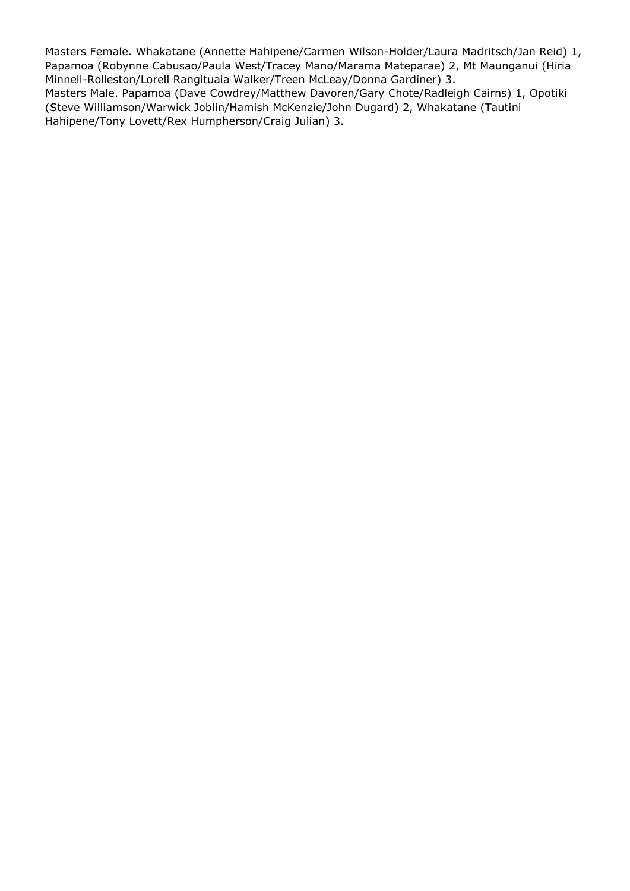Masters Female. Whakatane (Annette Hahipene/Carmen Wilson-Holder/Laura Madritsch/Jan Reid) 1, Papamoa (Robynne Cabusao/Paula West/Tracey Mano/Marama Mateparae) 2, Mt Maunganui (Hiria Minnell-Rolleston/Lorell Rangituaia Walker/Treen McLeay/Donna Gardiner) 3.
Masters Male. Papamoa (Dave Cowdrey/Matthew Davoren/Gary Chote/Radleigh Cairns) 1, Opotiki (Steve Williamson/Warwick Joblin/Hamish McKenzie/John Dugard) 2, Whakatane (Tautini Hahipene/Tony Lovett/Rex Humpherson/Craig Julian) 3.